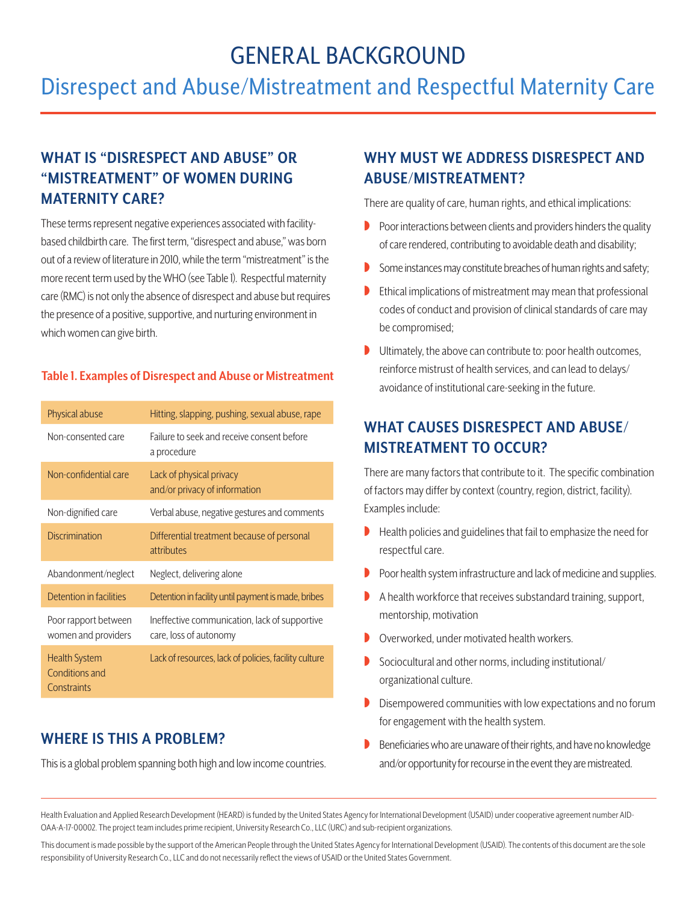# GENERAL BACKGROUND

## Disrespect and Abuse/Mistreatment and Respectful Maternity Care

### WHAT IS "DISRESPECT AND ABUSE" OR "MISTREATMENT" OF WOMEN DURING MATERNITY CARE?

These terms represent negative experiences associated with facility-based childbirth care. The first term, "disrespect and abuse," was born out of a review of literature in 2010, while the term "mistreatment" is the more recent term used by the WHO (see Table 1). Respectful maternity care (RMC) is not only the absence of disrespect and abuse but requires the presence of a positive, supportive, and nurturing environment in which women can give birth.

**Table 1. Examples of Disrespect and Abuse or Mistreatment**

| | |
|---|---|
| Physical abuse | Hitting, slapping, pushing, sexual abuse, rape |
| Non-consented care | Failure to seek and receive consent before a procedure |
| Non-confidential care | Lack of physical privacy and/or privacy of information |
| Non-dignified care | Verbal abuse, negative gestures and comments |
| Discrimination | Differential treatment because of personal attributes |
| Abandonment/neglect | Neglect, delivering alone |
| Detention in facilities | Detention in facility until payment is made, bribes |
| Poor rapport between women and providers | Ineffective communication, lack of supportive care, loss of autonomy |
| Health System Conditions and Constraints | Lack of resources, lack of policies, facility culture |

### WHERE IS THIS A PROBLEM?

This is a global problem spanning both high and low income countries.

### WHY MUST WE ADDRESS DISRESPECT AND ABUSE/MISTREATMENT?

There are quality of care, human rights, and ethical implications:

- Poor interactions between clients and providers hinders the quality of care rendered, contributing to avoidable death and disability;
- Some instances may constitute breaches of human rights and safety;
- Ethical implications of mistreatment may mean that professional codes of conduct and provision of clinical standards of care may be compromised;
- Ultimately, the above can contribute to: poor health outcomes, reinforce mistrust of health services, and can lead to delays/avoidance of institutional care-seeking in the future.

### WHAT CAUSES DISRESPECT AND ABUSE/MISTREATMENT TO OCCUR?

There are many factors that contribute to it. The specific combination of factors may differ by context (country, region, district, facility). Examples include:

- Health policies and guidelines that fail to emphasize the need for respectful care.
- Poor health system infrastructure and lack of medicine and supplies.
- A health workforce that receives substandard training, support, mentorship, motivation
- Overworked, under motivated health workers.
- Sociocultural and other norms, including institutional/organizational culture.
- Disempowered communities with low expectations and no forum for engagement with the health system.
- Beneficiaries who are unaware of their rights, and have no knowledge and/or opportunity for recourse in the event they are mistreated.

---

Health Evaluation and Applied Research Development (HEARD) is funded by the United States Agency for International Development (USAID) under cooperative agreement number AID-OAA-A-17-00002. The project team includes prime recipient, University Research Co., LLC (URC) and sub-recipient organizations.

This document is made possible by the support of the American People through the United States Agency for International Development (USAID). The contents of this document are the sole responsibility of University Research Co., LLC and do not necessarily reflect the views of USAID or the United States Government.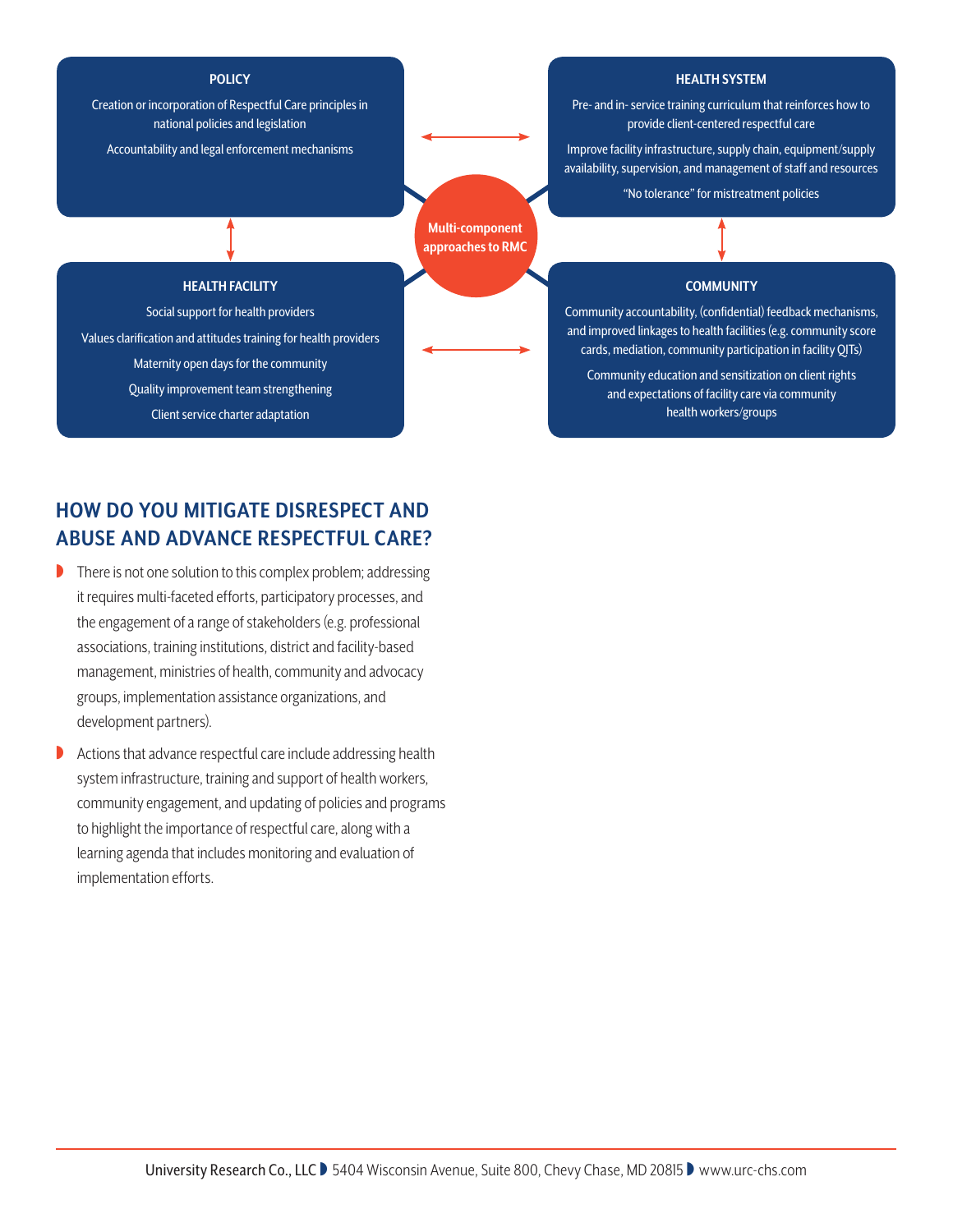**POLICY**

Creation or incorporation of Respectful Care principles in national policies and legislation

Accountability and legal enforcement mechanisms

**HEALTH SYSTEM**

Pre- and in- service training curriculum that reinforces how to provide client-centered respectful care

Improve facility infrastructure, supply chain, equipment/supply availability, supervision, and management of staff and resources

"No tolerance" for mistreatment policies

**Multi-component approaches to RMC**

**HEALTH FACILITY**

Social support for health providers

Values clarification and attitudes training for health providers

Maternity open days for the community

Quality improvement team strengthening

Client service charter adaptation

**COMMUNITY**

Community accountability, (confidential) feedback mechanisms, and improved linkages to health facilities (e.g. community score cards, mediation, community participation in facility QITs)

Community education and sensitization on client rights and expectations of facility care via community health workers/groups

## HOW DO YOU MITIGATE DISRESPECT AND ABUSE AND ADVANCE RESPECTFUL CARE?

- There is not one solution to this complex problem; addressing it requires multi-faceted efforts, participatory processes, and the engagement of a range of stakeholders (e.g. professional associations, training institutions, district and facility-based management, ministries of health, community and advocacy groups, implementation assistance organizations, and development partners).
- Actions that advance respectful care include addressing health system infrastructure, training and support of health workers, community engagement, and updating of policies and programs to highlight the importance of respectful care, along with a learning agenda that includes monitoring and evaluation of implementation efforts.

University Research Co., LLC ◗ 5404 Wisconsin Avenue, Suite 800, Chevy Chase, MD 20815 ◗ www.urc-chs.com